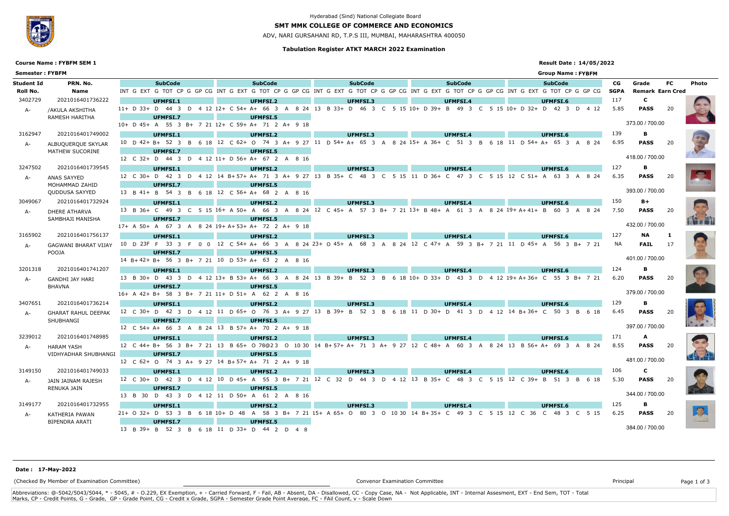Hyderabad (Sind) National Collegiate Board

## SMT MMK COLLEGE OF COMMERCE AND ECONOMICS

ADV, NARI GURSAHANI RD, T.P.S III, MUMBAI, MAHARASHTRA 400050

### Tabulation Register ATKT MARCH 2022 Examination

**Course Name : FYBFM SEM 1** | **Result Date : 14/05/2022**

**Semester : FYBFM** | **Group Name : FYBFM**

Columns per SubCode: INT G EXT G TOT CP G GP CG

| Student Id / Roll No. | PRN. No. / Name | UFMFSI.1 | UFMFSI.2 | UFMFSI.3 | UFMFSI.4 | UFMFSI.6 | UFMFSI.7 | UFMFSI.5 | CG / SGPA | Grade / Remark | FC / Earn Cred | Marks | Photo |
|---|---|---|---|---|---|---|---|---|---|---|---|---|---|
| 3402729 / A- | 2021016401736222 / /AKULA AKSHITHA RAMESH HARITHA | 11+ D 33+ D 44 3 D 4 12 | 12+ C 54+ A+ 66 3 A 8 24 | 13 B 33+ D 46 3 C 5 15 | 10+ D 39+ B 49 3 C 5 15 | 10+ D 32+ D 42 3 D 4 12 | 10+ D 45+ A 55 3 B+ 7 21 | 12+ C 59+ A+ 71 2 A+ 9 18 | 117 / 5.85 | C / PASS | 20 | 373.00 / 700.00 | |
| 3162947 / A- | 2021016401749002 / ALBUQUERQUE SKYLAR MATHEW SUCORINE | 10 D 42+ B+ 52 3 B 6 18 | 12 C 62+ O 74 3 A+ 9 27 | 11 D 54+ A+ 65 3 A 8 24 | 15+ A 36+ C 51 3 B 6 18 | 11 D 54+ A+ 65 3 A 8 24 | 12 C 32+ D 44 3 D 4 12 | 11+ D 56+ A+ 67 2 A 8 16 | 139 / 6.95 | B / PASS | 20 | 418.00 / 700.00 | |
| 3247502 / A- | 2021016401739545 / ANAS SAYYED MOHAMMAD ZAHID QUDDUSA SAYYED | 12 C 30+ D 42 3 D 4 12 | 14 B+ 57+ A+ 71 3 A+ 9 27 | 13 B 35+ C 48 3 C 5 15 | 11 D 36+ C 47 3 C 5 15 | 12 C 51+ A 63 3 A 8 24 | 13 B 41+ B 54 3 B 6 18 | 12 C 56+ A+ 68 2 A 8 16 | 127 / 6.35 | B / PASS | 20 | 393.00 / 700.00 | |
| 3049067 / A- | 2021016401732924 / DHERE ATHARVA SAMBHAJI MANISHA | 13 B 36+ C 49 3 C 5 15 | 16+ A 50+ A 66 3 A 8 24 | 12 C 45+ A 57 3 B+ 7 21 | 13+ B 48+ A 61 3 A 8 24 | 19+ A+ 41+ B 60 3 A 8 24 | 17+ A 50+ A 67 3 A 8 24 | 19+ A+ 53+ A+ 72 2 A+ 9 18 | 150 / 7.50 | B+ / PASS | 20 | 432.00 / 700.00 | |
| 3165902 / A- | 2021016401756137 / GAGWANI BHARAT VIJAY POOJA | 10 D 23F F 33 3 F 0 0 | 12 C 54+ A+ 66 3 A 8 24 | 23+ O 45+ A 68 3 A 8 24 | 12 C 47+ A 59 3 B+ 7 21 | 11 D 45+ A 56 3 B+ 7 21 | 14 B+ 42+ B+ 56 3 B+ 7 21 | 10 D 53+ A+ 63 2 A 8 16 | 127 / NA | NA / FAIL | 1 / 17 | 401.00 / 700.00 | |
| 3201318 / A- | 2021016401741207 / GANDHI JAY HARI BHAVNA | 13 B 30+ D 43 3 D 4 12 | 13+ B 53+ A+ 66 3 A 8 24 | 13 B 39+ B 52 3 B 6 18 | 10+ D 33+ D 43 3 D 4 12 | 19+ A+ 36+ C 55 3 B+ 7 21 | 16+ A 42+ B+ 58 3 B+ 7 21 | 11+ D 51+ A 62 2 A 8 16 | 124 / 6.20 | B / PASS | 20 | 379.00 / 700.00 | |
| 3407651 / A- | 2021016401736214 / GHARAT RAHUL DEEPAK SHUBHANGI | 12 C 30+ D 42 3 D 4 12 | 11 D 65+ O 76 3 A+ 9 27 | 13 B 39+ B 52 3 B 6 18 | 11 D 30+ D 41 3 D 4 12 | 14 B+ 36+ C 50 3 B 6 18 | 12 C 54+ A+ 66 3 A 8 24 | 13 B 57+ A+ 70 2 A+ 9 18 | 129 / 6.45 | B / PASS | 20 | 397.00 / 700.00 | |
| 3239012 / A- | 2021016401748985 / HARAM YASH VIDHYADHAR SHUBHANGI | 12 C 44+ B+ 56 3 B+ 7 21 | 13 B 65+ O 78@2 3 O 10 30 | 14 B+ 57+ A+ 71 3 A+ 9 27 | 12 C 48+ A 60 3 A 8 24 | 13 B 56+ A+ 69 3 A 8 24 | 12 C 62+ O 74 3 A+ 9 27 | 14 B+ 57+ A+ 71 2 A+ 9 18 | 171 / 8.55 | A / PASS | 20 | 481.00 / 700.00 | |
| 3149150 / A- | 2021016401749033 / JAIN JAINAM RAJESH RENUKA JAIN | 12 C 30+ D 42 3 D 4 12 | 10 D 45+ A 55 3 B+ 7 21 | 12 C 32 D 44 3 D 4 12 | 13 B 35+ C 48 3 C 5 15 | 12 C 39+ B 51 3 B 6 18 | 13 B 30 D 43 3 D 4 12 | 11 D 50+ A 61 2 A 8 16 | 106 / 5.30 | C / PASS | 20 | 344.00 / 700.00 | |
| 3149177 / A- | 2021016401732955 / KATHERIA PAWAN BIPENDRA ARATI | 21+ O 32+ D 53 3 B 6 18 | 10+ D 48 A 58 3 B+ 7 21 | 15+ A 65+ O 80 3 O 10 30 | 14 B+ 35+ C 49 3 C 5 15 | 12 C 36 C 48 3 C 5 15 | 13 B 39+ B 52 3 B 6 18 | 11 D 33+ D 44 2 D 4 8 | 125 / 6.25 | B / PASS | 20 | 384.00 / 700.00 | |

**Date : 17-May-2022**

(Checked By Member of Examination Committee) | Convenor Examination Committee | Principal

Abbreviations: @-5042/5043/5044, * - 5045, # - O.229, EX Exemption, + - Carried Forward, F - Fail, AB - Absent, DA - Disallowed, CC - Copy Case, NA - Not Applicable, INT - Internal Assesment, EXT - End Sem, TOT - Total Marks, CP - Credit Points, G - Grade, GP - Grade Point, CG - Credit x Grade, SGPA - Semester Grade Point Average, FC - FAil Count, v - Scale Down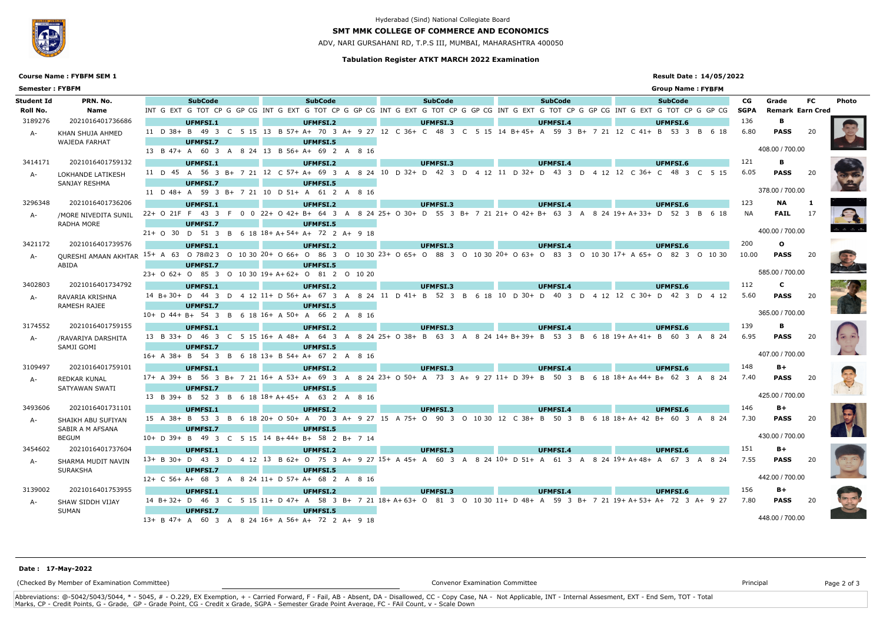Hyderabad (Sind) National Collegiate Board

# SMT MMK COLLEGE OF COMMERCE AND ECONOMICS

ADV, NARI GURSAHANI RD, T.P.S III, MUMBAI, MAHARASHTRA 400050

### Tabulation Register ATKT MARCH 2022 Examination

**Course Name : FYBFM SEM 1** **Result Date : 14/05/2022**

**Semester : FYBFM** **Group Name : FYBFM**

| Student Id / Roll No. | PRN. No. / Name | SubCode: INT G EXT G TOT CP G GP CG | SubCode: INT G EXT G TOT CP G GP CG | SubCode: INT G EXT G TOT CP G GP CG | SubCode: INT G EXT G TOT CP G GP CG | SubCode: INT G EXT G TOT CP G GP CG | CG / SGPA | Grade / Remark | FC / Earn Cred | Photo |
|---|---|---|---|---|---|---|---|---|---|---|
| 3189276 / A- | 2021016401736686 / KHAN SHUJA AHMED WAJEDA FARHAT | UFMFSI.1: 11 D 38+ B 49 3 C 5 15 | UFMFSI.2: 13 B 57+ A+ 70 3 A+ 9 27 | UFMFSI.3: 12 C 36+ C 48 3 C 5 15 | UFMFSI.4: 14 B+ 45+ A 59 3 B+ 7 21 | UFMFSI.6: 12 C 41+ B 53 3 B 6 18 | 136 / 6.80 | B / PASS | 20 | |
| | | UFMFSI.7: 13 B 47+ A 60 3 A 8 24 | UFMFSI.5: 13 B 56+ A+ 69 2 A 8 16 | | | | | 408.00 / 700.00 | | |
| 3414171 / A- | 2021016401759132 / LOKHANDE LATIKESH SANJAY RESHMA | UFMFSI.1: 11 D 45 A 56 3 B+ 7 21 | UFMFSI.2: 12 C 57+ A+ 69 3 A 8 24 | UFMFSI.3: 10 D 32+ D 42 3 D 4 12 | UFMFSI.4: 11 D 32+ D 43 3 D 4 12 | UFMFSI.6: 12 C 36+ C 48 3 C 5 15 | 121 / 6.05 | B / PASS | 20 | |
| | | UFMFSI.7: 11 D 48+ A 59 3 B+ 7 21 | UFMFSI.5: 10 D 51+ A 61 2 A 8 16 | | | | | 378.00 / 700.00 | | |
| 3296348 / A- | 2021016401736206 / /MORE NIVEDITA SUNIL RADHA MORE | UFMFSI.1: 22+ O 21F F 43 3 F 0 0 | UFMFSI.2: 22+ O 42+ B+ 64 3 A 8 24 | UFMFSI.3: 25+ O 30+ D 55 3 B+ 7 21 | UFMFSI.4: 21+ O 42+ B+ 63 3 A 8 24 | UFMFSI.6: 19+ A+ 33+ D 52 3 B 6 18 | 123 / NA | NA / FAIL | 1 / 17 | |
| | | UFMFSI.7: 21+ O 30 D 51 3 B 6 18 | UFMFSI.5: 18+ A+ 54+ A+ 72 2 A+ 9 18 | | | | | 400.00 / 700.00 | | |
| 3421172 / A- | 2021016401739576 / QURESHI AMAAN AKHTAR ABIDA | UFMFSI.1: 15+ A 63 O 78@2 3 O 10 30 | UFMFSI.2: 20+ O 66+ O 86 3 O 10 30 | UFMFSI.3: 23+ O 65+ O 88 3 O 10 30 | UFMFSI.4: 20+ O 63+ O 83 3 O 10 30 | UFMFSI.6: 17+ A 65+ O 82 3 O 10 30 | 200 / 10.00 | O / PASS | 20 | |
| | | UFMFSI.7: 23+ O 62+ O 85 3 O 10 30 | UFMFSI.5: 19+ A+ 62+ O 81 2 O 10 20 | | | | | 585.00 / 700.00 | | |
| 3402803 / A- | 2021016401734792 / RAVARIA KRISHNA RAMESH RAJEE | UFMFSI.1: 14 B+ 30+ D 44 3 D 4 12 | UFMFSI.2: 11+ D 56+ A+ 67 3 A 8 24 | UFMFSI.3: 11 D 41+ B 52 3 B 6 18 | UFMFSI.4: 10 D 30+ D 40 3 D 4 12 | UFMFSI.6: 12 C 30+ D 42 3 D 4 12 | 112 / 5.60 | C / PASS | 20 | |
| | | UFMFSI.7: 10+ D 44+ B+ 54 3 B 6 18 | UFMFSI.5: 16+ A 50+ A 66 2 A 8 16 | | | | | 365.00 / 700.00 | | |
| 3174552 / A- | 2021016401759155 / /RAVARIYA DARSHITA SAMJI GOMI | UFMFSI.1: 13 B 33+ D 46 3 C 5 15 | UFMFSI.2: 16+ A 48+ A 64 3 A 8 24 | UFMFSI.3: 25+ O 38+ B 63 3 A 8 24 | UFMFSI.4: 14+ B+ 39+ B 53 3 B 6 18 | UFMFSI.6: 19+ A+ 41+ B 60 3 A 8 24 | 139 / 6.95 | B / PASS | 20 | |
| | | UFMFSI.7: 16+ A 38+ B 54 3 B 6 18 | UFMFSI.5: 13+ B 54+ A+ 67 2 A 8 16 | | | | | 407.00 / 700.00 | | |
| 3109497 / A- | 2021016401759101 / REDKAR KUNAL SATYAWAN SWATI | UFMFSI.1: 17+ A 39+ B 56 3 B+ 7 21 | UFMFSI.2: 16+ A 53+ A+ 69 3 A 8 24 | UFMFSI.3: 23+ O 50+ A 73 3 A+ 9 27 | UFMFSI.4: 11+ D 39+ B 50 3 B 6 18 | UFMFSI.6: 18+ A+ 44+ B+ 62 3 A 8 24 | 148 / 7.40 | B+ / PASS | 20 | |
| | | UFMFSI.7: 13 B 39+ B 52 3 B 6 18 | UFMFSI.5: 18+ A+ 45+ A 63 2 A 8 16 | | | | | 425.00 / 700.00 | | |
| 3493606 / A- | 2021016401731101 / SHAIKH ABU SUFIYAN SABIR A M AFSANA BEGUM | UFMFSI.1: 15 A 38+ B 53 3 B 6 18 | UFMFSI.2: 20+ O 50+ A 70 3 A+ 9 27 | UFMFSI.3: 15 A 75+ O 90 3 O 10 30 | UFMFSI.4: 12 C 38+ B 50 3 B 6 18 | UFMFSI.6: 18+ A+ 42 B+ 60 3 A 8 24 | 146 / 7.30 | B+ / PASS | 20 | |
| | | UFMFSI.7: 10+ D 39+ B 49 3 C 5 15 | UFMFSI.5: 14 B+ 44+ B+ 58 2 B+ 7 14 | | | | | 430.00 / 700.00 | | |
| 3454602 / A- | 2021016401737604 / SHARMA MUDIT NAVIN SURAKSHA | UFMFSI.1: 13+ B 30+ D 43 3 D 4 12 | UFMFSI.2: 13 B 62+ O 75 3 A+ 9 27 | UFMFSI.3: 15+ A 45+ A 60 3 A 8 24 | UFMFSI.4: 10+ D 51+ A 61 3 A 8 24 | UFMFSI.6: 19+ A+ 48+ A 67 3 A 8 24 | 151 / 7.55 | B+ / PASS | 20 | |
| | | UFMFSI.7: 12+ C 56+ A+ 68 3 A 8 24 | UFMFSI.5: 11+ D 57+ A+ 68 2 A 8 16 | | | | | 442.00 / 700.00 | | |
| 3139002 / A- | 2021016401753955 / SHAW SIDDH VIJAY SUMAN | UFMFSI.1: 14 B+ 32+ D 46 3 C 5 15 | UFMFSI.2: 11+ D 47+ A 58 3 B+ 7 21 | UFMFSI.3: 18+ A+ 63+ O 81 3 O 10 30 | UFMFSI.4: 11+ D 48+ A 59 3 B+ 7 21 | UFMFSI.6: 19+ A+ 53+ A+ 72 3 A+ 9 27 | 156 / 7.80 | B+ / PASS | 20 | |
| | | UFMFSI.7: 13+ B 47+ A 60 3 A 8 24 | UFMFSI.5: 16+ A 56+ A+ 72 2 A+ 9 18 | | | | | 448.00 / 700.00 | | |

**Date : 17-May-2022**

(Checked By Member of Examination Committee) Convenor Examination Committee Principal

Abbreviations: @-5042/5043/5044, * - 5045, # - O.229, EX Exemption, + - Carried Forward, F - Fail, AB - Absent, DA - Disallowed, CC - Copy Case, NA - Not Applicable, INT - Internal Assesment, EXT - End Sem, TOT - Total Marks, CP - Credit Points, G - Grade, GP - Grade Point, CG - Credit x Grade, SGPA - Semester Grade Point Average, FC - FAil Count, v - Scale Down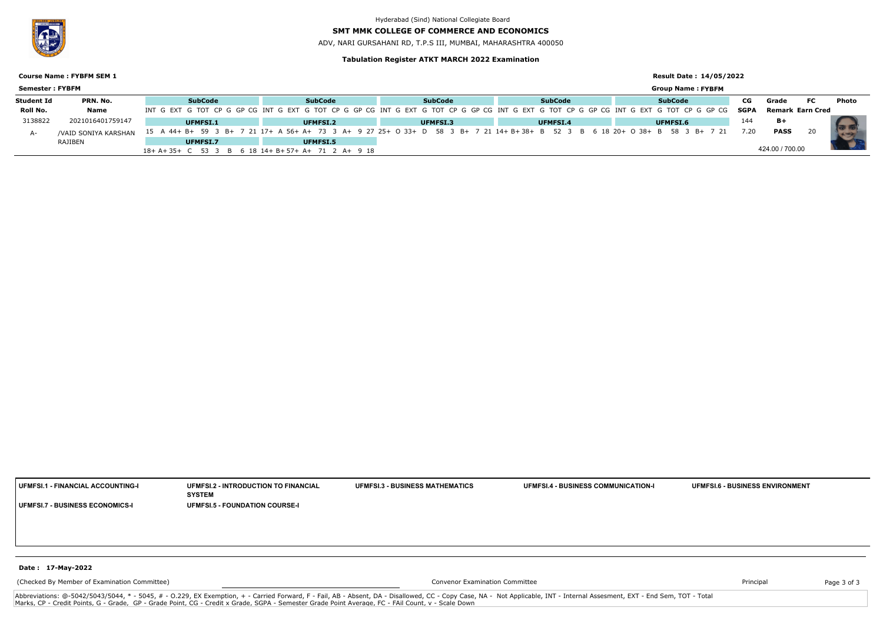Hyderabad (Sind) National Collegiate Board

# SMT MMK COLLEGE OF COMMERCE AND ECONOMICS

ADV, NARI GURSAHANI RD, T.P.S III, MUMBAI, MAHARASHTRA 400050

**Tabulation Register ATKT MARCH 2022 Examination**

**Course Name : FYBFM SEM 1** | **Result Date : 14/05/2022**

**Semester : FYBFM** | **Group Name : FYBFM**

| Student Id / Roll No. | PRN. No. / Name | SubCode: INT G EXT G TOT CP G GP CG | SubCode: INT G EXT G TOT CP G GP CG | SubCode: INT G EXT G TOT CP G GP CG | SubCode: INT G EXT G TOT CP G GP CG | SubCode: INT G EXT G TOT CP G GP CG | CG / SGPA | Grade / Remark | FC / Earn Cred | Photo |
|---|---|---|---|---|---|---|---|---|---|---|
| 3138822 | 2021016401759147 | UFMFSI.1 | UFMFSI.2 | UFMFSI.3 | UFMFSI.4 | UFMFSI.6 | 144 | B+ | | |
| A- | /VAID SONIYA KARSHAN RAJIBEN | 15 A 44+ B+ 59 3 B+ 7 21 | 17+ A 56+ A+ 73 3 A+ 9 27 | 25+ O 33+ D 58 3 B+ 7 21 | 14+ B+ 38+ B 52 3 B 6 18 | 20+ O 38+ B 58 3 B+ 7 21 | 7.20 | PASS | 20 | |
| | | UFMFSI.7 | UFMFSI.5 | | | | | | | |
| | | 18+ A+ 35+ C 53 3 B 6 18 | 14+ B+ 57+ A+ 71 2 A+ 9 18 | | | | | 424.00 / 700.00 | | |

**UFMFSI.1 - FINANCIAL ACCOUNTING-I** | **UFMFSI.2 - INTRODUCTION TO FINANCIAL SYSTEM** | **UFMFSI.3 - BUSINESS MATHEMATICS** | **UFMFSI.4 - BUSINESS COMMUNICATION-I** | **UFMFSI.6 - BUSINESS ENVIRONMENT**

**UFMFSI.7 - BUSINESS ECONOMICS-I** | **UFMFSI.5 - FOUNDATION COURSE-I**

**Date : 17-May-2022**

(Checked By Member of Examination Committee) | Convenor Examination Committee | Principal

Abbreviations: @-5042/5043/5044, * - 5045, # - O.229, EX Exemption, + - Carried Forward, F - Fail, AB - Absent, DA - Disallowed, CC - Copy Case, NA - Not Applicable, INT - Internal Assesment, EXT - End Sem, TOT - Total Marks, CP - Credit Points, G - Grade, GP - Grade Point, CG - Credit x Grade, SGPA - Semester Grade Point Average, FC - FAil Count, v - Scale Down